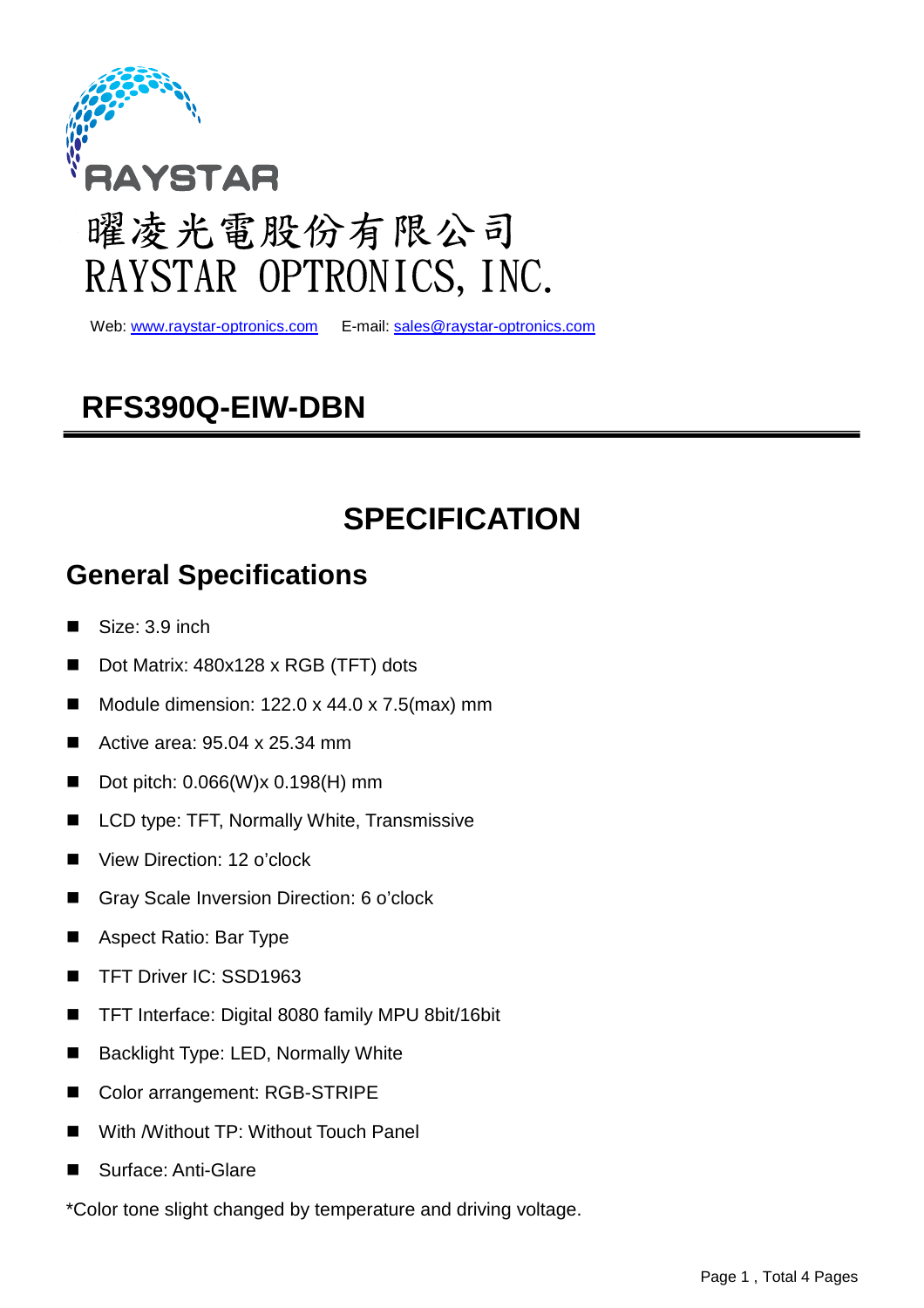RAYSTAR

曜凌光電股份有限公司
RAYSTAR OPTRONICS, INC.

Web: www.raystar-optronics.com E-mail: sales@raystar-optronics.com

# RFS390Q-EIW-DBN

# SPECIFICATION

## General Specifications

- Size: 3.9 inch
- Dot Matrix: 480x128 x RGB (TFT) dots
- Module dimension: 122.0 x 44.0 x 7.5(max) mm
- Active area: 95.04 x 25.34 mm
- Dot pitch: 0.066(W)x 0.198(H) mm
- LCD type: TFT, Normally White, Transmissive
- View Direction: 12 o'clock
- Gray Scale Inversion Direction: 6 o'clock
- Aspect Ratio: Bar Type
- TFT Driver IC: SSD1963
- TFT Interface: Digital 8080 family MPU 8bit/16bit
- Backlight Type: LED, Normally White
- Color arrangement: RGB-STRIPE
- With /Without TP: Without Touch Panel
- Surface: Anti-Glare

*Color tone slight changed by temperature and driving voltage.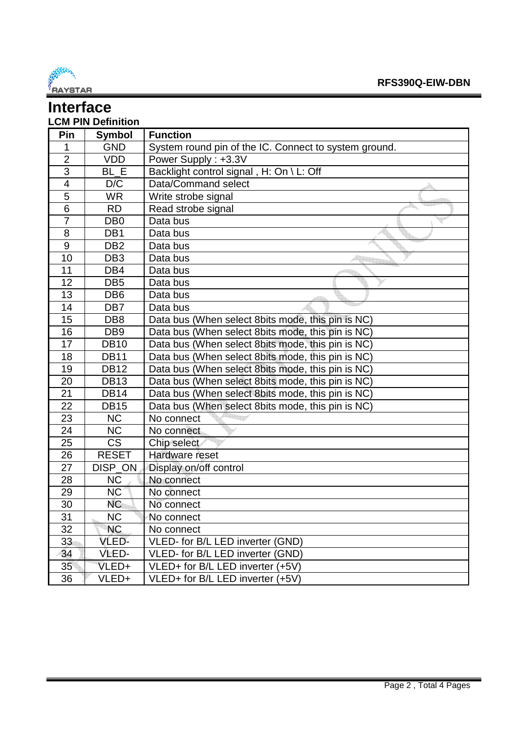# Interface

## LCM PIN Definition

| Pin | Symbol | Function |
|---|---|---|
| 1 | GND | System round pin of the IC. Connect to system ground. |
| 2 | VDD | Power Supply : +3.3V |
| 3 | BL_E | Backlight control signal , H: On \ L: Off |
| 4 | D/C | Data/Command select |
| 5 | WR | Write strobe signal |
| 6 | RD | Read strobe signal |
| 7 | DB0 | Data bus |
| 8 | DB1 | Data bus |
| 9 | DB2 | Data bus |
| 10 | DB3 | Data bus |
| 11 | DB4 | Data bus |
| 12 | DB5 | Data bus |
| 13 | DB6 | Data bus |
| 14 | DB7 | Data bus |
| 15 | DB8 | Data bus (When select 8bits mode, this pin is NC) |
| 16 | DB9 | Data bus (When select 8bits mode, this pin is NC) |
| 17 | DB10 | Data bus (When select 8bits mode, this pin is NC) |
| 18 | DB11 | Data bus (When select 8bits mode, this pin is NC) |
| 19 | DB12 | Data bus (When select 8bits mode, this pin is NC) |
| 20 | DB13 | Data bus (When select 8bits mode, this pin is NC) |
| 21 | DB14 | Data bus (When select 8bits mode, this pin is NC) |
| 22 | DB15 | Data bus (When select 8bits mode, this pin is NC) |
| 23 | NC | No connect |
| 24 | NC | No connect |
| 25 | CS | Chip select |
| 26 | RESET | Hardware reset |
| 27 | DISP_ON | Display on/off control |
| 28 | NC | No connect |
| 29 | NC | No connect |
| 30 | NC | No connect |
| 31 | NC | No connect |
| 32 | NC | No connect |
| 33 | VLED- | VLED- for B/L LED inverter (GND) |
| 34 | VLED- | VLED- for B/L LED inverter (GND) |
| 35 | VLED+ | VLED+ for B/L LED inverter (+5V) |
| 36 | VLED+ | VLED+ for B/L LED inverter (+5V) |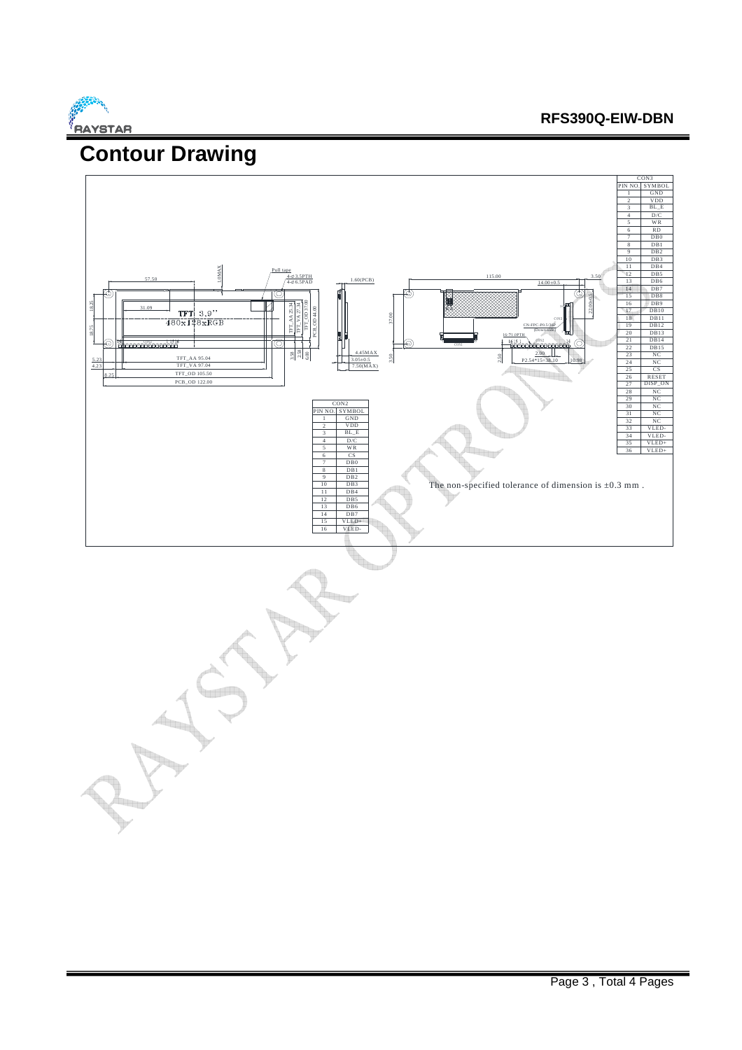# Contour Drawing

| CON3 | |
|---|---|
| PIN NO. | SYMBOL |
| 1 | GND |
| 2 | VDD |
| 3 | BL_E |
| 4 | D/C |
| 5 | WR |
| 6 | RD |
| 7 | DB0 |
| 8 | DB1 |
| 9 | DB2 |
| 10 | DB3 |
| 11 | DB4 |
| 12 | DB5 |
| 13 | DB6 |
| 14 | DB7 |
| 15 | DB8 |
| 16 | DB9 |
| 17 | DB10 |
| 18 | DB11 |
| 19 | DB12 |
| 20 | DB13 |
| 21 | DB14 |
| 22 | DB15 |
| 23 | NC |
| 24 | NC |
| 25 | CS |
| 26 | RESET |
| 27 | DISP_ON |
| 28 | NC |
| 29 | NC |
| 30 | NC |
| 31 | NC |
| 32 | NC |
| 33 | VLED- |
| 34 | VLED- |
| 35 | VLED+ |
| 36 | VLED+ |

TFT 3.9"
480x128xRGB

| CON2 | |
|---|---|
| PIN NO. | SYMBOL |
| 1 | GND |
| 2 | VDD |
| 3 | BL_E |
| 4 | D/C |
| 5 | WR |
| 6 | CS |
| 7 | DB0 |
| 8 | DB1 |
| 9 | DB2 |
| 10 | DB3 |
| 11 | DB4 |
| 12 | DB5 |
| 13 | DB6 |
| 14 | DB7 |
| 15 | VLED+ |
| 16 | VLED- |

The non-specified tolerance of dimension is ±0.3 mm .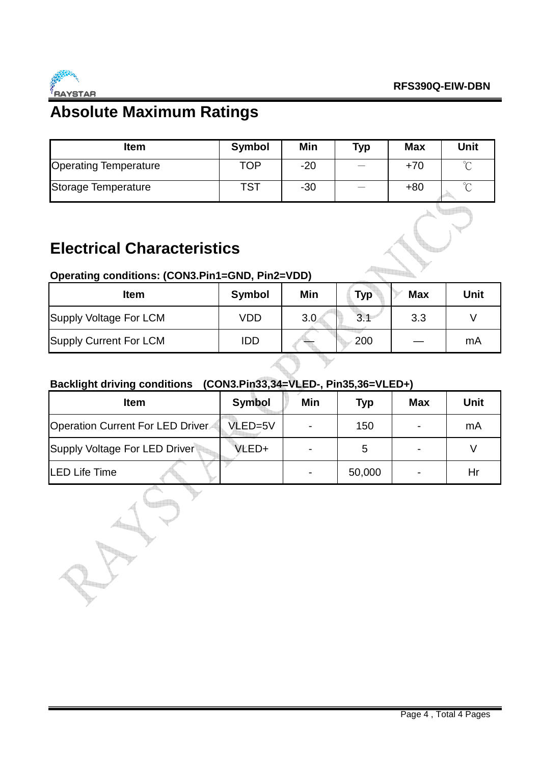## Absolute Maximum Ratings

| Item | Symbol | Min | Typ | Max | Unit |
|---|---|---|---|---|---|
| Operating Temperature | TOP | -20 | — | +70 | ℃ |
| Storage Temperature | TST | -30 | — | +80 | ℃ |

## Electrical Characteristics

**Operating conditions: (CON3.Pin1=GND, Pin2=VDD)**

| Item | Symbol | Min | Typ | Max | Unit |
|---|---|---|---|---|---|
| Supply Voltage For LCM | VDD | 3.0 | 3.1 | 3.3 | V |
| Supply Current For LCM | IDD | — | 200 | — | mA |

**Backlight driving conditions (CON3.Pin33,34=VLED-, Pin35,36=VLED+)**

| Item | Symbol | Min | Typ | Max | Unit |
|---|---|---|---|---|---|
| Operation Current For LED Driver | VLED=5V | - | 150 | - | mA |
| Supply Voltage For LED Driver | VLED+ | - | 5 | - | V |
| LED Life Time | | - | 50,000 | - | Hr |